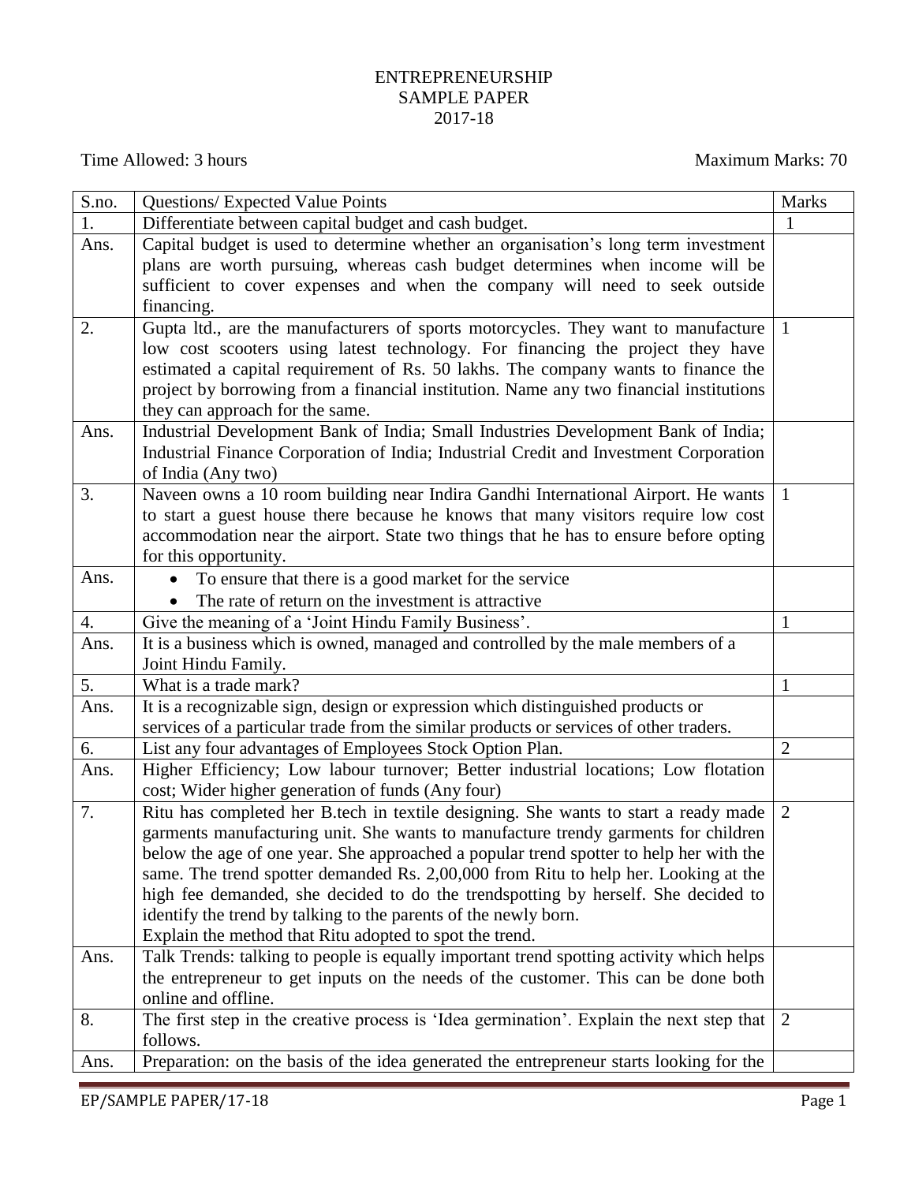# ENTREPRENEURSHIP
## SAMPLE PAPER
## 2017-18

Time Allowed: 3 hours | Maximum Marks: 70

| S.no. | Questions/ Expected Value Points | Marks |
|---|---|---|
| 1. | Differentiate between capital budget and cash budget. | 1 |
| Ans. | Capital budget is used to determine whether an organisation's long term investment plans are worth pursuing, whereas cash budget determines when income will be sufficient to cover expenses and when the company will need to seek outside financing. | |
| 2. | Gupta ltd., are the manufacturers of sports motorcycles. They want to manufacture low cost scooters using latest technology. For financing the project they have estimated a capital requirement of Rs. 50 lakhs. The company wants to finance the project by borrowing from a financial institution. Name any two financial institutions they can approach for the same. | 1 |
| Ans. | Industrial Development Bank of India; Small Industries Development Bank of India; Industrial Finance Corporation of India; Industrial Credit and Investment Corporation of India (Any two) | |
| 3. | Naveen owns a 10 room building near Indira Gandhi International Airport. He wants to start a guest house there because he knows that many visitors require low cost accommodation near the airport. State two things that he has to ensure before opting for this opportunity. | 1 |
| Ans. | • To ensure that there is a good market for the service<br>• The rate of return on the investment is attractive | |
| 4. | Give the meaning of a 'Joint Hindu Family Business'. | 1 |
| Ans. | It is a business which is owned, managed and controlled by the male members of a Joint Hindu Family. | |
| 5. | What is a trade mark? | 1 |
| Ans. | It is a recognizable sign, design or expression which distinguished products or services of a particular trade from the similar products or services of other traders. | |
| 6. | List any four advantages of Employees Stock Option Plan. | 2 |
| Ans. | Higher Efficiency; Low labour turnover; Better industrial locations; Low flotation cost; Wider higher generation of funds (Any four) | |
| 7. | Ritu has completed her B.tech in textile designing. She wants to start a ready made garments manufacturing unit. She wants to manufacture trendy garments for children below the age of one year. She approached a popular trend spotter to help her with the same. The trend spotter demanded Rs. 2,00,000 from Ritu to help her. Looking at the high fee demanded, she decided to do the trendspotting by herself. She decided to identify the trend by talking to the parents of the newly born.<br>Explain the method that Ritu adopted to spot the trend. | 2 |
| Ans. | Talk Trends: talking to people is equally important trend spotting activity which helps the entrepreneur to get inputs on the needs of the customer. This can be done both online and offline. | |
| 8. | The first step in the creative process is 'Idea germination'. Explain the next step that follows. | 2 |
| Ans. | Preparation: on the basis of the idea generated the entrepreneur starts looking for the | |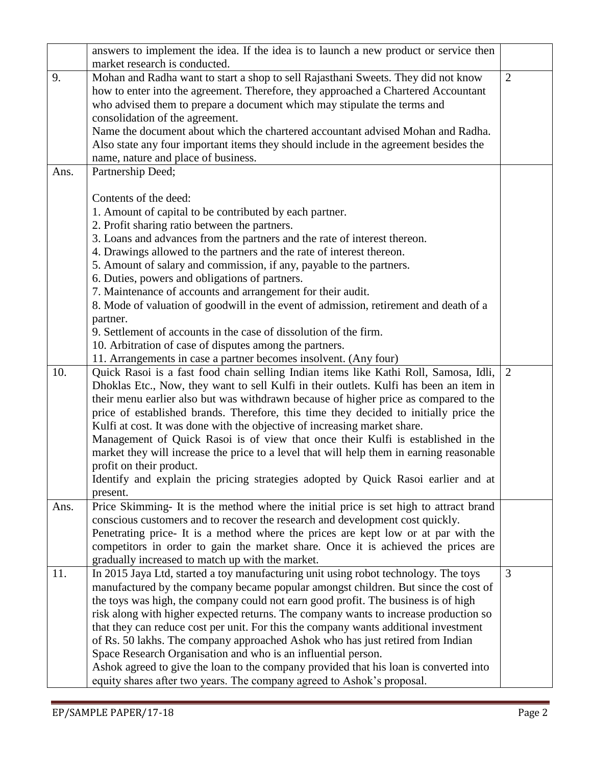| | | |
|---|---|---|
| | answers to implement the idea. If the idea is to launch a new product or service then market research is conducted. | |
| 9. | Mohan and Radha want to start a shop to sell Rajasthani Sweets. They did not know how to enter into the agreement. Therefore, they approached a Chartered Accountant who advised them to prepare a document which may stipulate the terms and consolidation of the agreement.<br>Name the document about which the chartered accountant advised Mohan and Radha. Also state any four important items they should include in the agreement besides the name, nature and place of business. | 2 |
| Ans. | Partnership Deed;<br><br>Contents of the deed:<br>1. Amount of capital to be contributed by each partner.<br>2. Profit sharing ratio between the partners.<br>3. Loans and advances from the partners and the rate of interest thereon.<br>4. Drawings allowed to the partners and the rate of interest thereon.<br>5. Amount of salary and commission, if any, payable to the partners.<br>6. Duties, powers and obligations of partners.<br>7. Maintenance of accounts and arrangement for their audit.<br>8. Mode of valuation of goodwill in the event of admission, retirement and death of a partner.<br>9. Settlement of accounts in the case of dissolution of the firm.<br>10. Arbitration of case of disputes among the partners.<br>11. Arrangements in case a partner becomes insolvent. (Any four) | |
| 10. | Quick Rasoi is a fast food chain selling Indian items like Kathi Roll, Samosa, Idli, Dhoklas Etc., Now, they want to sell Kulfi in their outlets. Kulfi has been an item in their menu earlier also but was withdrawn because of higher price as compared to the price of established brands. Therefore, this time they decided to initially price the Kulfi at cost. It was done with the objective of increasing market share.<br>Management of Quick Rasoi is of view that once their Kulfi is established in the market they will increase the price to a level that will help them in earning reasonable profit on their product.<br>Identify and explain the pricing strategies adopted by Quick Rasoi earlier and at present. | 2 |
| Ans. | Price Skimming- It is the method where the initial price is set high to attract brand conscious customers and to recover the research and development cost quickly.<br>Penetrating price- It is a method where the prices are kept low or at par with the competitors in order to gain the market share. Once it is achieved the prices are gradually increased to match up with the market. | |
| 11. | In 2015 Jaya Ltd, started a toy manufacturing unit using robot technology. The toys manufactured by the company became popular amongst children. But since the cost of the toys was high, the company could not earn good profit. The business is of high risk along with higher expected returns. The company wants to increase production so that they can reduce cost per unit. For this the company wants additional investment of Rs. 50 lakhs. The company approached Ashok who has just retired from Indian Space Research Organisation and who is an influential person.<br>Ashok agreed to give the loan to the company provided that his loan is converted into equity shares after two years. The company agreed to Ashok's proposal. | 3 |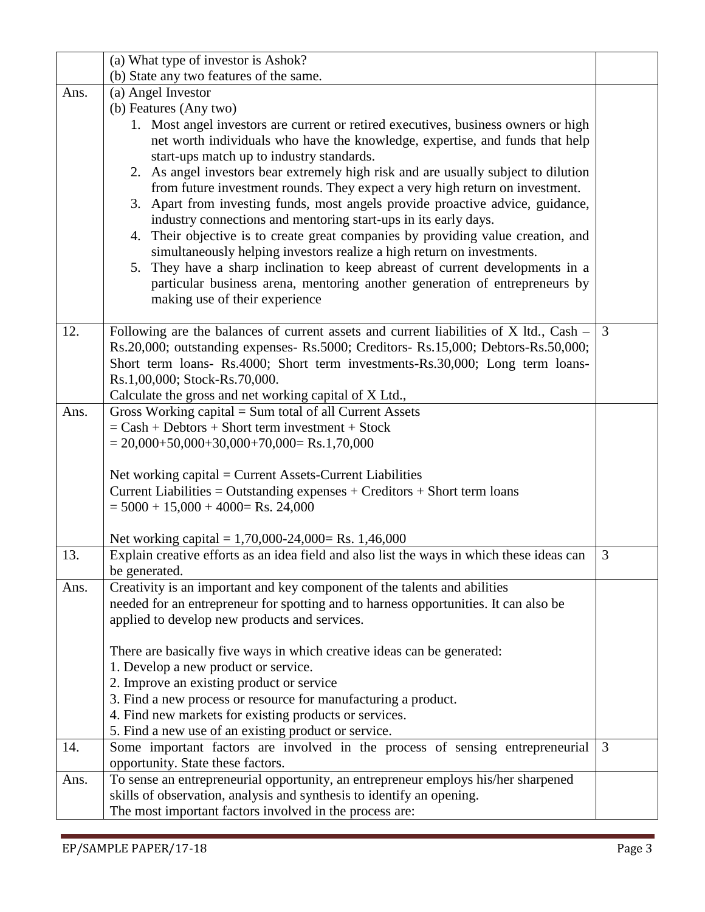| | | |
|---|---|---|
| | (a) What type of investor is Ashok?<br>(b) State any two features of the same. | |
| Ans. | (a) Angel Investor<br>(b) Features (Any two)<br>1. Most angel investors are current or retired executives, business owners or high net worth individuals who have the knowledge, expertise, and funds that help start-ups match up to industry standards.<br>2. As angel investors bear extremely high risk and are usually subject to dilution from future investment rounds. They expect a very high return on investment.<br>3. Apart from investing funds, most angels provide proactive advice, guidance, industry connections and mentoring start-ups in its early days.<br>4. Their objective is to create great companies by providing value creation, and simultaneously helping investors realize a high return on investments.<br>5. They have a sharp inclination to keep abreast of current developments in a particular business arena, mentoring another generation of entrepreneurs by making use of their experience | |
| 12. | Following are the balances of current assets and current liabilities of X ltd., Cash – Rs.20,000; outstanding expenses- Rs.5000; Creditors- Rs.15,000; Debtors-Rs.50,000; Short term loans- Rs.4000; Short term investments-Rs.30,000; Long term loans- Rs.1,00,000; Stock-Rs.70,000.<br>Calculate the gross and net working capital of X Ltd., | 3 |
| Ans. | Gross Working capital = Sum total of all Current Assets<br>= Cash + Debtors + Short term investment + Stock<br>= 20,000+50,000+30,000+70,000= Rs.1,70,000<br><br>Net working capital = Current Assets-Current Liabilities<br>Current Liabilities = Outstanding expenses + Creditors + Short term loans<br>= 5000 + 15,000 + 4000= Rs. 24,000<br><br>Net working capital = 1,70,000-24,000= Rs. 1,46,000 | |
| 13. | Explain creative efforts as an idea field and also list the ways in which these ideas can be generated. | 3 |
| Ans. | Creativity is an important and key component of the talents and abilities needed for an entrepreneur for spotting and to harness opportunities. It can also be applied to develop new products and services.<br><br>There are basically five ways in which creative ideas can be generated:<br>1. Develop a new product or service.<br>2. Improve an existing product or service<br>3. Find a new process or resource for manufacturing a product.<br>4. Find new markets for existing products or services.<br>5. Find a new use of an existing product or service. | |
| 14. | Some important factors are involved in the process of sensing entrepreneurial opportunity. State these factors. | 3 |
| Ans. | To sense an entrepreneurial opportunity, an entrepreneur employs his/her sharpened skills of observation, analysis and synthesis to identify an opening.<br>The most important factors involved in the process are: | |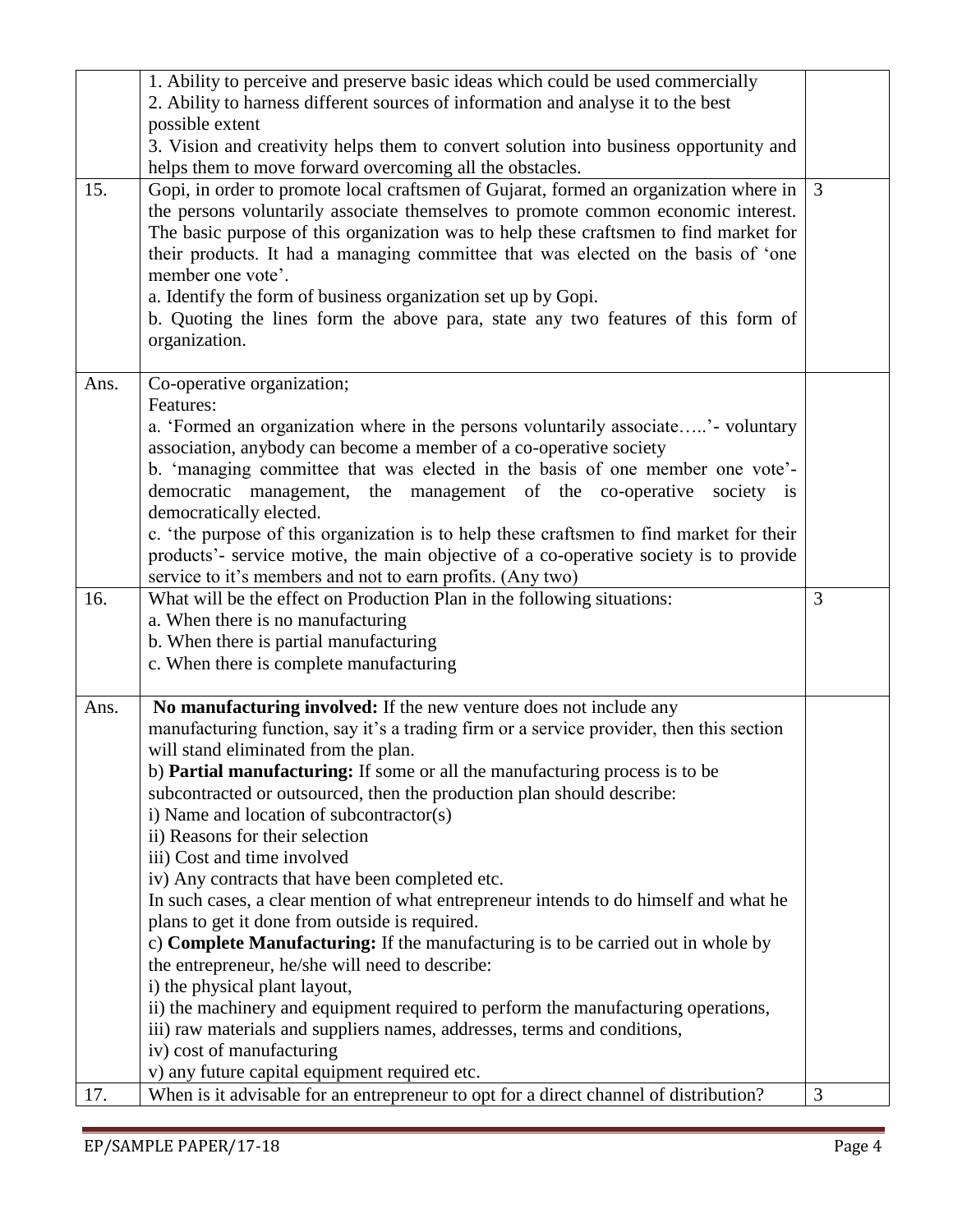| | | |
|---|---|---|
| | 1. Ability to perceive and preserve basic ideas which could be used commercially<br>2. Ability to harness different sources of information and analyse it to the best possible extent<br>3. Vision and creativity helps them to convert solution into business opportunity and helps them to move forward overcoming all the obstacles. | |
| 15. | Gopi, in order to promote local craftsmen of Gujarat, formed an organization where in the persons voluntarily associate themselves to promote common economic interest. The basic purpose of this organization was to help these craftsmen to find market for their products. It had a managing committee that was elected on the basis of 'one member one vote'.<br>a. Identify the form of business organization set up by Gopi.<br>b. Quoting the lines form the above para, state any two features of this form of organization. | 3 |
| Ans. | Co-operative organization;<br>Features:<br>a. 'Formed an organization where in the persons voluntarily associate…..'- voluntary association, anybody can become a member of a co-operative society<br>b. 'managing committee that was elected in the basis of one member one vote'- democratic management, the management of the co-operative society is democratically elected.<br>c. 'the purpose of this organization is to help these craftsmen to find market for their products'- service motive, the main objective of a co-operative society is to provide service to it's members and not to earn profits. (Any two) | |
| 16. | What will be the effect on Production Plan in the following situations:<br>a. When there is no manufacturing<br>b. When there is partial manufacturing<br>c. When there is complete manufacturing | 3 |
| Ans. | **No manufacturing involved:** If the new venture does not include any manufacturing function, say it's a trading firm or a service provider, then this section will stand eliminated from the plan.<br>b) **Partial manufacturing:** If some or all the manufacturing process is to be subcontracted or outsourced, then the production plan should describe:<br>i) Name and location of subcontractor(s)<br>ii) Reasons for their selection<br>iii) Cost and time involved<br>iv) Any contracts that have been completed etc.<br>In such cases, a clear mention of what entrepreneur intends to do himself and what he plans to get it done from outside is required.<br>c) **Complete Manufacturing:** If the manufacturing is to be carried out in whole by the entrepreneur, he/she will need to describe:<br>i) the physical plant layout,<br>ii) the machinery and equipment required to perform the manufacturing operations,<br>iii) raw materials and suppliers names, addresses, terms and conditions,<br>iv) cost of manufacturing<br>v) any future capital equipment required etc. | |
| 17. | When is it advisable for an entrepreneur to opt for a direct channel of distribution? | 3 |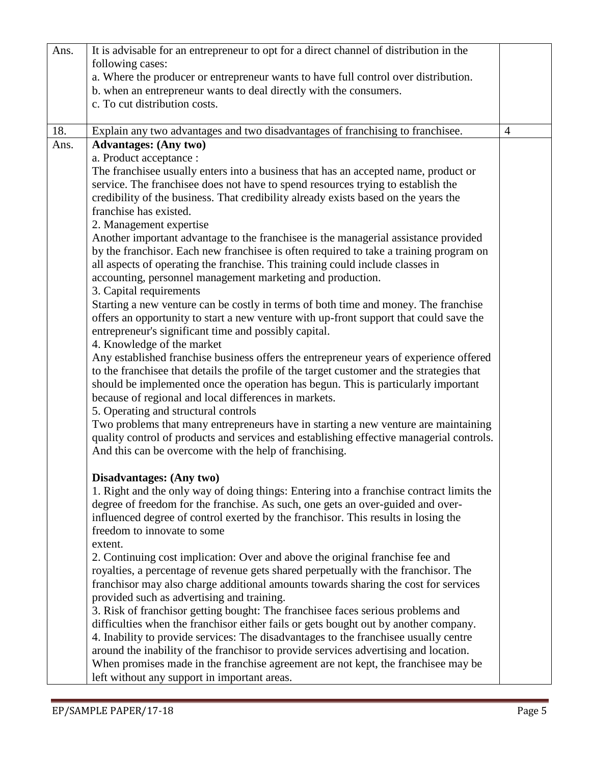| | | |
|---|---|---|
| Ans. | It is advisable for an entrepreneur to opt for a direct channel of distribution in the following cases:<br>a. Where the producer or entrepreneur wants to have full control over distribution.<br>b. when an entrepreneur wants to deal directly with the consumers.<br>c. To cut distribution costs. | |
| 18. | Explain any two advantages and two disadvantages of franchising to franchisee. | 4 |
| Ans. | **Advantages: (Any two)**<br>a. Product acceptance :<br>The franchisee usually enters into a business that has an accepted name, product or service. The franchisee does not have to spend resources trying to establish the credibility of the business. That credibility already exists based on the years the franchise has existed.<br>2. Management expertise<br>Another important advantage to the franchisee is the managerial assistance provided by the franchisor. Each new franchisee is often required to take a training program on all aspects of operating the franchise. This training could include classes in accounting, personnel management marketing and production.<br>3. Capital requirements<br>Starting a new venture can be costly in terms of both time and money. The franchise offers an opportunity to start a new venture with up-front support that could save the entrepreneur's significant time and possibly capital.<br>4. Knowledge of the market<br>Any established franchise business offers the entrepreneur years of experience offered to the franchisee that details the profile of the target customer and the strategies that should be implemented once the operation has begun. This is particularly important because of regional and local differences in markets.<br>5. Operating and structural controls<br>Two problems that many entrepreneurs have in starting a new venture are maintaining quality control of products and services and establishing effective managerial controls. And this can be overcome with the help of franchising.<br><br>**Disadvantages: (Any two)**<br>1. Right and the only way of doing things: Entering into a franchise contract limits the degree of freedom for the franchise. As such, one gets an over-guided and over-influenced degree of control exerted by the franchisor. This results in losing the freedom to innovate to some extent.<br>2. Continuing cost implication: Over and above the original franchise fee and royalties, a percentage of revenue gets shared perpetually with the franchisor. The franchisor may also charge additional amounts towards sharing the cost for services provided such as advertising and training.<br>3. Risk of franchisor getting bought: The franchisee faces serious problems and difficulties when the franchisor either fails or gets bought out by another company.<br>4. Inability to provide services: The disadvantages to the franchisee usually centre around the inability of the franchisor to provide services advertising and location. When promises made in the franchise agreement are not kept, the franchisee may be left without any support in important areas. | |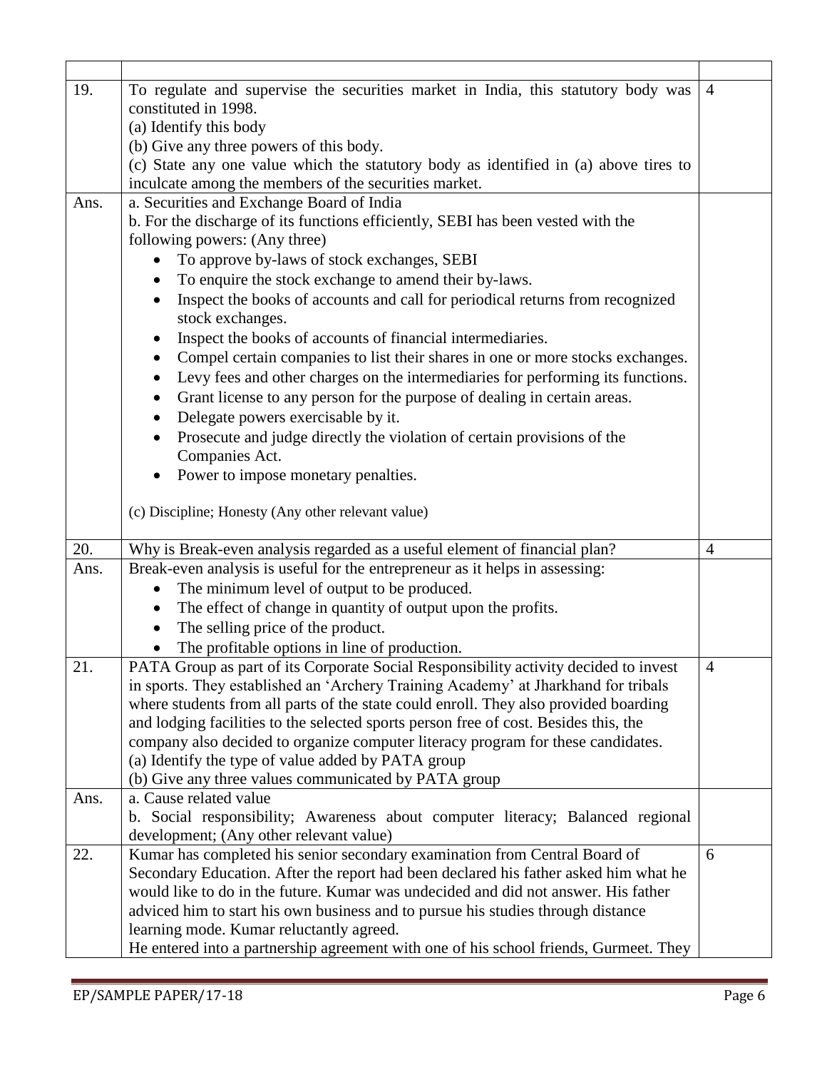| | | |
|---|---|---|
| 19. | To regulate and supervise the securities market in India, this statutory body was constituted in 1998.<br>(a) Identify this body<br>(b) Give any three powers of this body.<br>(c) State any one value which the statutory body as identified in (a) above tires to inculcate among the members of the securities market. | 4 |
| Ans. | a. Securities and Exchange Board of India<br>b. For the discharge of its functions efficiently, SEBI has been vested with the following powers: (Any three)<br>• To approve by-laws of stock exchanges, SEBI<br>• To enquire the stock exchange to amend their by-laws.<br>• Inspect the books of accounts and call for periodical returns from recognized stock exchanges.<br>• Inspect the books of accounts of financial intermediaries.<br>• Compel certain companies to list their shares in one or more stocks exchanges.<br>• Levy fees and other charges on the intermediaries for performing its functions.<br>• Grant license to any person for the purpose of dealing in certain areas.<br>• Delegate powers exercisable by it.<br>• Prosecute and judge directly the violation of certain provisions of the Companies Act.<br>• Power to impose monetary penalties.<br><br>(c) Discipline; Honesty (Any other relevant value) | |
| 20. | Why is Break-even analysis regarded as a useful element of financial plan? | 4 |
| Ans. | Break-even analysis is useful for the entrepreneur as it helps in assessing:<br>• The minimum level of output to be produced.<br>• The effect of change in quantity of output upon the profits.<br>• The selling price of the product.<br>• The profitable options in line of production. | |
| 21. | PATA Group as part of its Corporate Social Responsibility activity decided to invest in sports. They established an 'Archery Training Academy' at Jharkhand for tribals where students from all parts of the state could enroll. They also provided boarding and lodging facilities to the selected sports person free of cost. Besides this, the company also decided to organize computer literacy program for these candidates.<br>(a) Identify the type of value added by PATA group<br>(b) Give any three values communicated by PATA group | 4 |
| Ans. | a. Cause related value<br>b. Social responsibility; Awareness about computer literacy; Balanced regional development; (Any other relevant value) | |
| 22. | Kumar has completed his senior secondary examination from Central Board of Secondary Education. After the report had been declared his father asked him what he would like to do in the future. Kumar was undecided and did not answer. His father adviced him to start his own business and to pursue his studies through distance learning mode. Kumar reluctantly agreed.<br>He entered into a partnership agreement with one of his school friends, Gurmeet. They | 6 |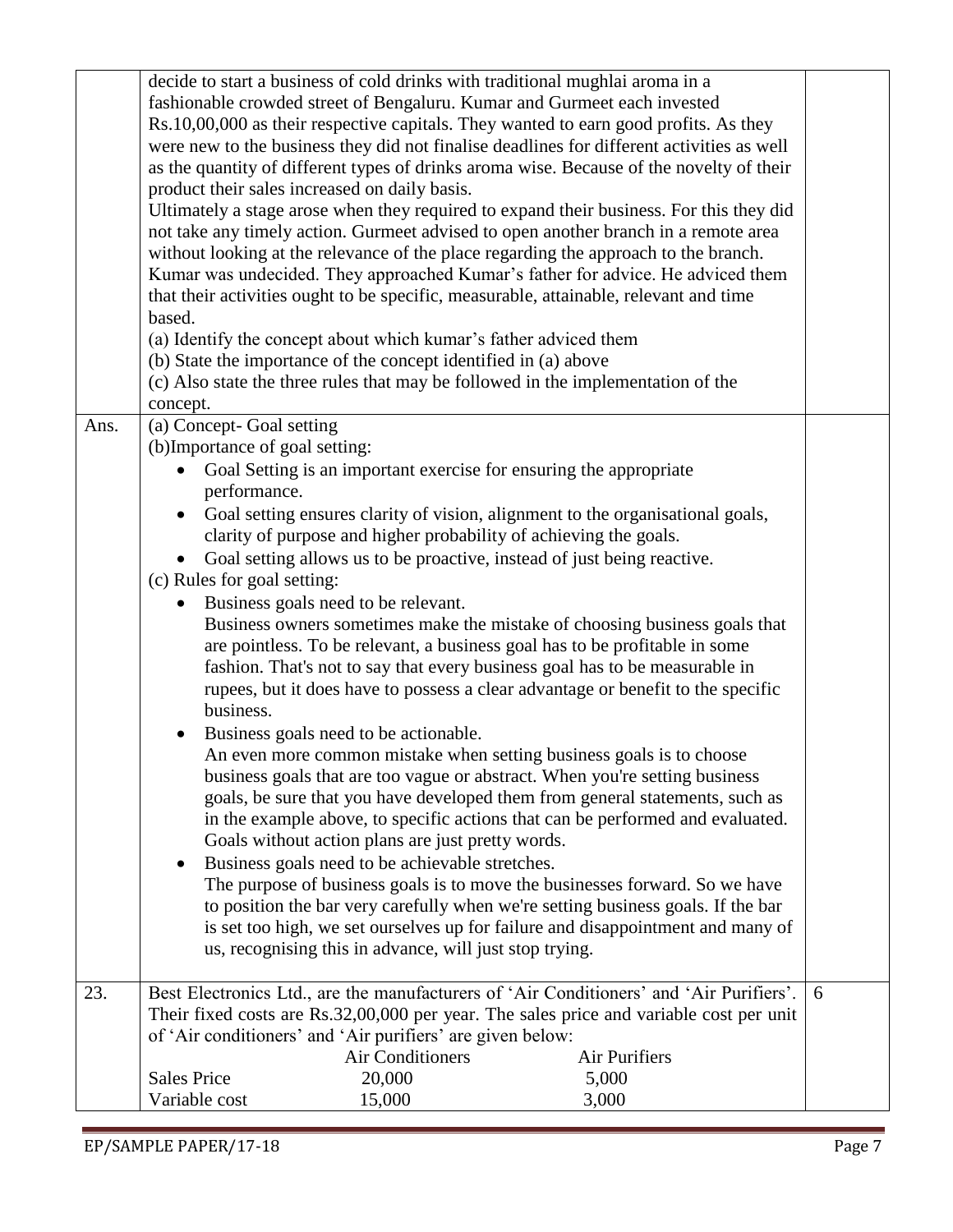decide to start a business of cold drinks with traditional mughlai aroma in a fashionable crowded street of Bengaluru. Kumar and Gurmeet each invested Rs.10,00,000 as their respective capitals. They wanted to earn good profits. As they were new to the business they did not finalise deadlines for different activities as well as the quantity of different types of drinks aroma wise. Because of the novelty of their product their sales increased on daily basis.

Ultimately a stage arose when they required to expand their business. For this they did not take any timely action. Gurmeet advised to open another branch in a remote area without looking at the relevance of the place regarding the approach to the branch. Kumar was undecided. They approached Kumar's father for advice. He adviced them that their activities ought to be specific, measurable, attainable, relevant and time based.

(a) Identify the concept about which kumar's father adviced them

(b) State the importance of the concept identified in (a) above

(c) Also state the three rules that may be followed in the implementation of the concept.

**Ans.**

(a) Concept- Goal setting

(b)Importance of goal setting:

- Goal Setting is an important exercise for ensuring the appropriate performance.
- Goal setting ensures clarity of vision, alignment to the organisational goals, clarity of purpose and higher probability of achieving the goals.
- Goal setting allows us to be proactive, instead of just being reactive.

(c) Rules for goal setting:

- Business goals need to be relevant.
  Business owners sometimes make the mistake of choosing business goals that are pointless. To be relevant, a business goal has to be profitable in some fashion. That's not to say that every business goal has to be measurable in rupees, but it does have to possess a clear advantage or benefit to the specific business.
- Business goals need to be actionable.
  An even more common mistake when setting business goals is to choose business goals that are too vague or abstract. When you're setting business goals, be sure that you have developed them from general statements, such as in the example above, to specific actions that can be performed and evaluated. Goals without action plans are just pretty words.
- Business goals need to be achievable stretches.
  The purpose of business goals is to move the businesses forward. So we have to position the bar very carefully when we're setting business goals. If the bar is set too high, we set ourselves up for failure and disappointment and many of us, recognising this in advance, will just stop trying.

**23.** Best Electronics Ltd., are the manufacturers of 'Air Conditioners' and 'Air Purifiers'. Their fixed costs are Rs.32,00,000 per year. The sales price and variable cost per unit of 'Air conditioners' and 'Air purifiers' are given below: **6**

| | Air Conditioners | Air Purifiers |
|---|---|---|
| Sales Price | 20,000 | 5,000 |
| Variable cost | 15,000 | 3,000 |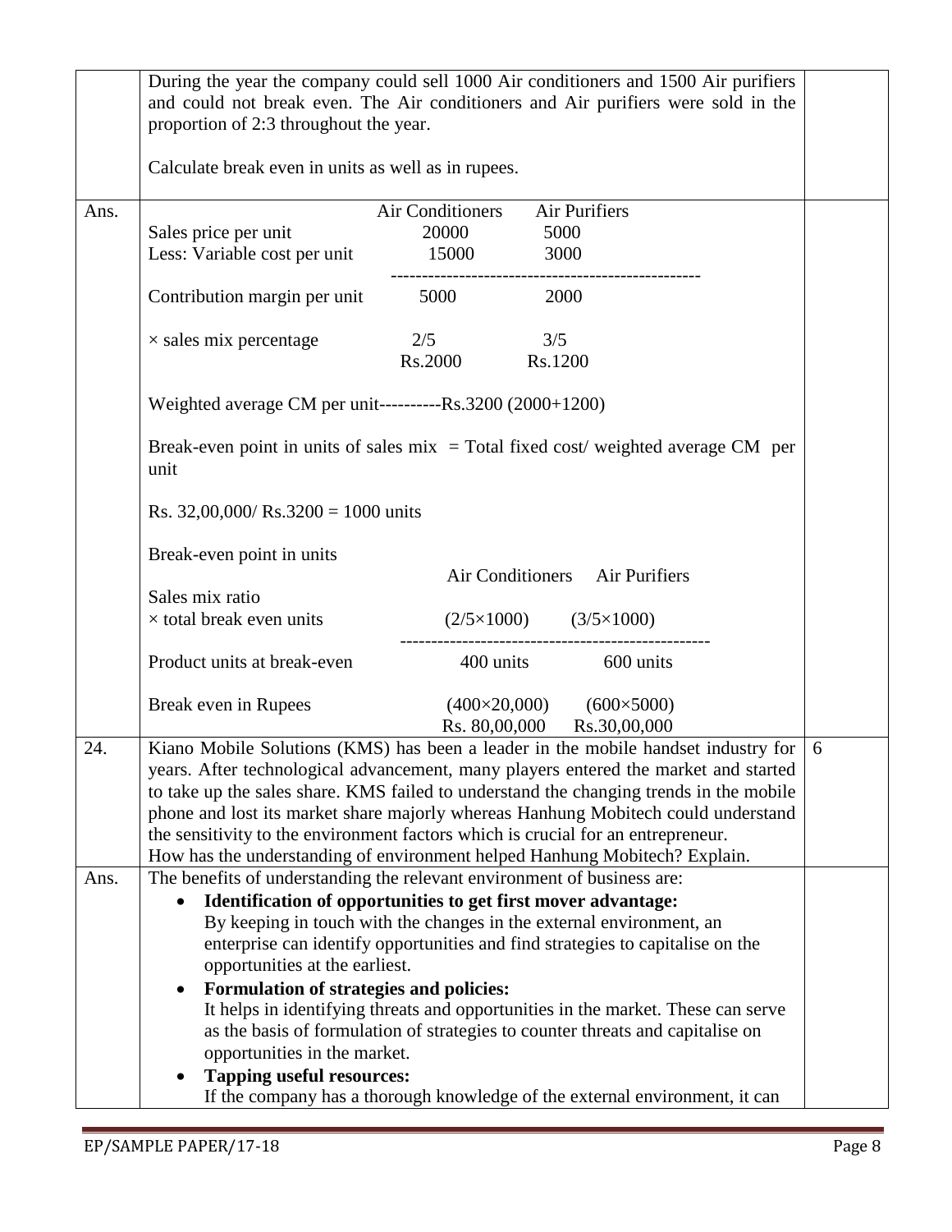During the year the company could sell 1000 Air conditioners and 1500 Air purifiers and could not break even. The Air conditioners and Air purifiers were sold in the proportion of 2:3 throughout the year.

Calculate break even in units as well as in rupees.

**Ans.**

| | Air Conditioners | Air Purifiers |
|---|---|---|
| Sales price per unit | 20000 | 5000 |
| Less: Variable cost per unit | 15000 | 3000 |
| Contribution margin per unit | 5000 | 2000 |
| × sales mix percentage | 2/5 | 3/5 |
| | Rs.2000 | Rs.1200 |

Weighted average CM per unit----------Rs.3200 (2000+1200)

Break-even point in units of sales mix = Total fixed cost/ weighted average CM per unit

Rs. 32,00,000/ Rs.3200 = 1000 units

Break-even point in units

| | Air Conditioners | Air Purifiers |
|---|---|---|
| Sales mix ratio × total break even units | (2/5×1000) | (3/5×1000) |
| Product units at break-even | 400 units | 600 units |
| Break even in Rupees | (400×20,000) | (600×5000) |
| | Rs. 80,00,000 | Rs.30,00,000 |

**24.** Kiano Mobile Solutions (KMS) has been a leader in the mobile handset industry for years. After technological advancement, many players entered the market and started to take up the sales share. KMS failed to understand the changing trends in the mobile phone and lost its market share majorly whereas Hanhung Mobitech could understand the sensitivity to the environment factors which is crucial for an entrepreneur.
How has the understanding of environment helped Hanhung Mobitech? Explain. **(6)**

**Ans.** The benefits of understanding the relevant environment of business are:

- **Identification of opportunities to get first mover advantage:**
  By keeping in touch with the changes in the external environment, an enterprise can identify opportunities and find strategies to capitalise on the opportunities at the earliest.
- **Formulation of strategies and policies:**
  It helps in identifying threats and opportunities in the market. These can serve as the basis of formulation of strategies to counter threats and capitalise on opportunities in the market.
- **Tapping useful resources:**
  If the company has a thorough knowledge of the external environment, it can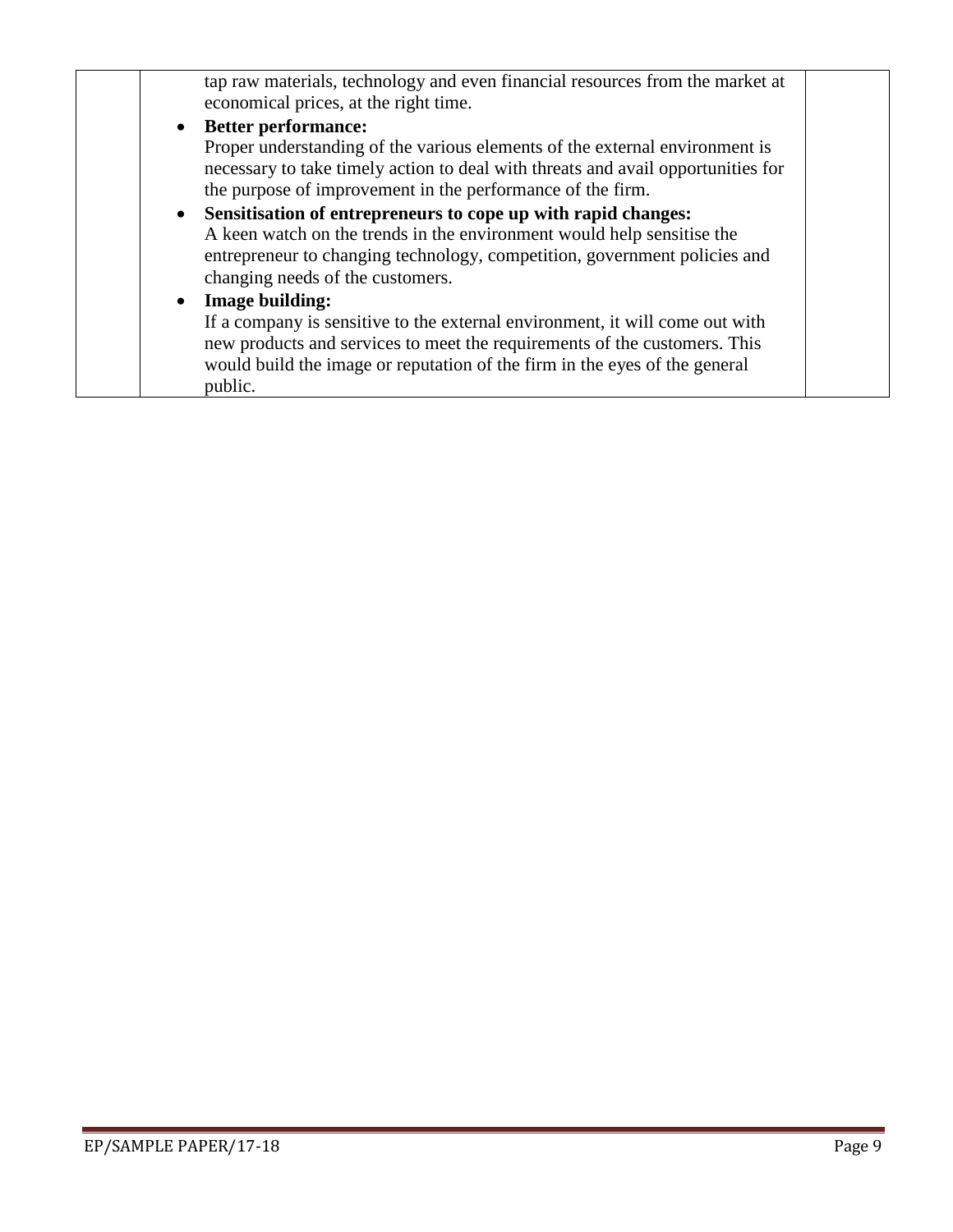| | | |
|---|---|---|
| | tap raw materials, technology and even financial resources from the market at economical prices, at the right time.<br>• **Better performance:**<br>Proper understanding of the various elements of the external environment is necessary to take timely action to deal with threats and avail opportunities for the purpose of improvement in the performance of the firm.<br>• **Sensitisation of entrepreneurs to cope up with rapid changes:**<br>A keen watch on the trends in the environment would help sensitise the entrepreneur to changing technology, competition, government policies and changing needs of the customers.<br>• **Image building:**<br>If a company is sensitive to the external environment, it will come out with new products and services to meet the requirements of the customers. This would build the image or reputation of the firm in the eyes of the general public. | |